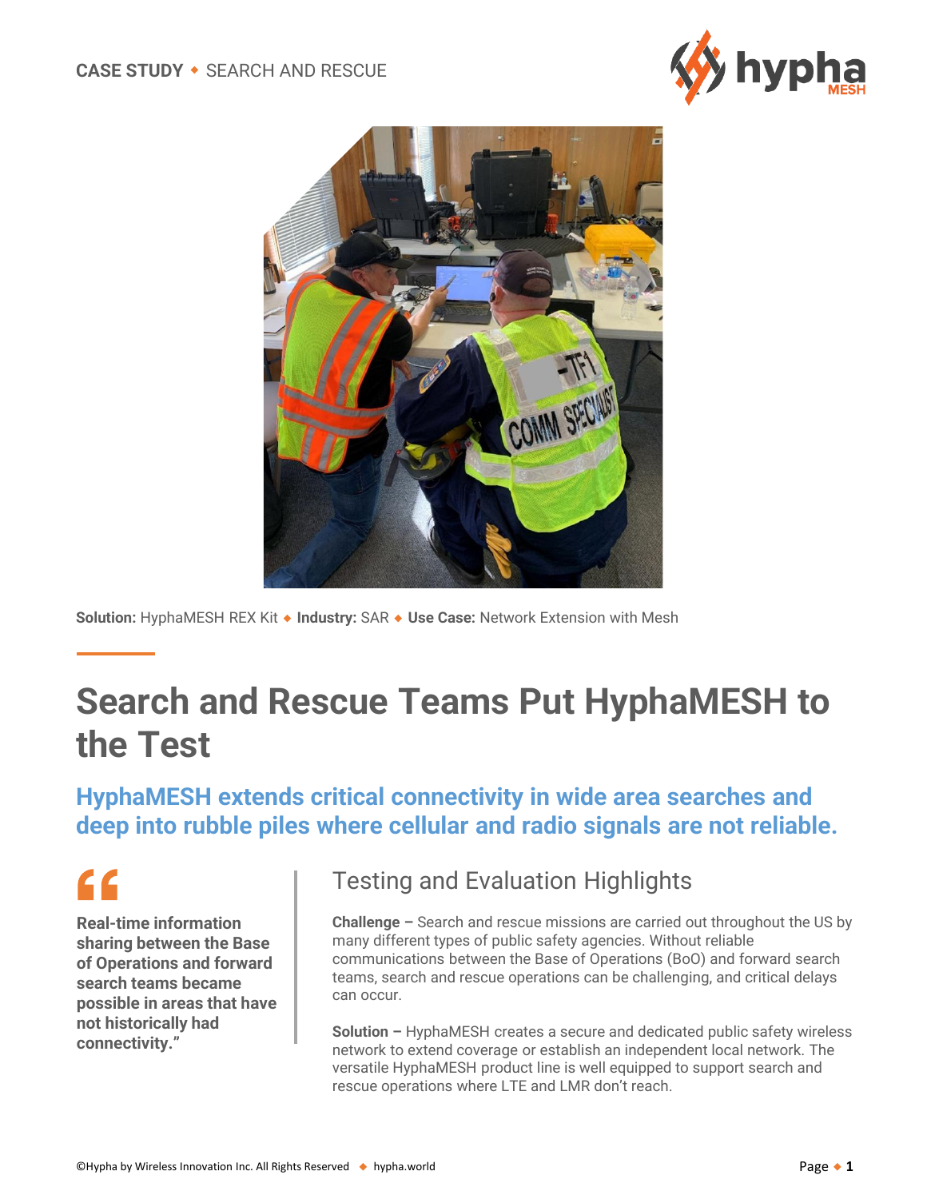CASE STUDY ◆ SEARCH AND RESCUE

**Solution:** HyphaMESH REX Kit ◆ **Industry:** SAR ◆ **Use Case:** Network Extension with Mesh

# Search and Rescue Teams Put HyphaMESH to the Test

## HyphaMESH extends critical connectivity in wide area searches and deep into rubble piles where cellular and radio signals are not reliable.

> **"Real-time information sharing between the Base of Operations and forward search teams became possible in areas that have not historically had connectivity."**

### Testing and Evaluation Highlights

**Challenge –** Search and rescue missions are carried out throughout the US by many different types of public safety agencies. Without reliable communications between the Base of Operations (BoO) and forward search teams, search and rescue operations can be challenging, and critical delays can occur.

**Solution –** HyphaMESH creates a secure and dedicated public safety wireless network to extend coverage or establish an independent local network. The versatile HyphaMESH product line is well equipped to support search and rescue operations where LTE and LMR don't reach.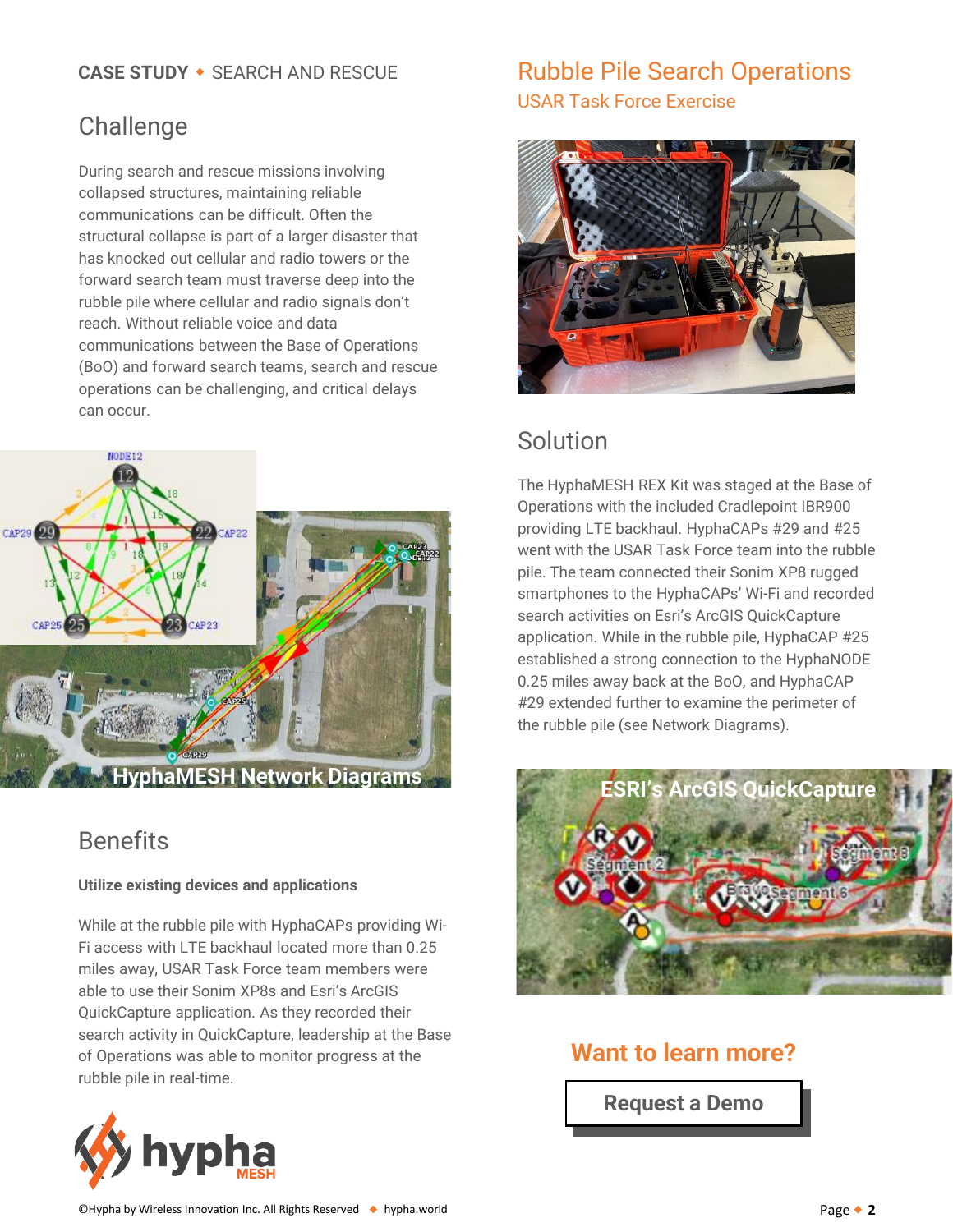**CASE STUDY ◆ SEARCH AND RESCUE**

## Challenge

During search and rescue missions involving collapsed structures, maintaining reliable communications can be difficult. Often the structural collapse is part of a larger disaster that has knocked out cellular and radio towers or the forward search team must traverse deep into the rubble pile where cellular and radio signals don't reach. Without reliable voice and data communications between the Base of Operations (BoO) and forward search teams, search and rescue operations can be challenging, and critical delays can occur.

HyphaMESH Network Diagrams

## Benefits

**Utilize existing devices and applications**

While at the rubble pile with HyphaCAPs providing Wi-Fi access with LTE backhaul located more than 0.25 miles away, USAR Task Force team members were able to use their Sonim XP8s and Esri's ArcGIS QuickCapture application. As they recorded their search activity in QuickCapture, leadership at the Base of Operations was able to monitor progress at the rubble pile in real-time.

# Rubble Pile Search Operations

## USAR Task Force Exercise

## Solution

The HyphaMESH REX Kit was staged at the Base of Operations with the included Cradlepoint IBR900 providing LTE backhaul. HyphaCAPs #29 and #25 went with the USAR Task Force team into the rubble pile. The team connected their Sonim XP8 rugged smartphones to the HyphaCAPs' Wi-Fi and recorded search activities on Esri's ArcGIS QuickCapture application. While in the rubble pile, HyphaCAP #25 established a strong connection to the HyphaNODE 0.25 miles away back at the BoO, and HyphaCAP #29 extended further to examine the perimeter of the rubble pile (see Network Diagrams).

ESRI's ArcGIS QuickCapture

**Want to learn more?**

**Request a Demo**

©Hypha by Wireless Innovation Inc. All Rights Reserved ◆ hypha.world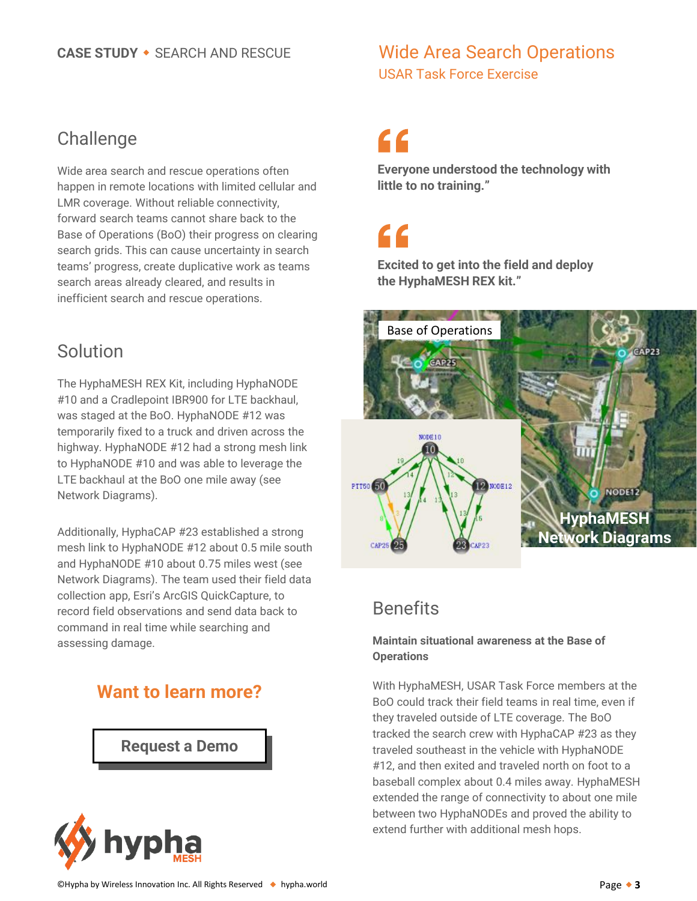**CASE STUDY** ◆ SEARCH AND RESCUE

# Wide Area Search Operations

## USAR Task Force Exercise

## Challenge

Wide area search and rescue operations often happen in remote locations with limited cellular and LMR coverage. Without reliable connectivity, forward search teams cannot share back to the Base of Operations (BoO) their progress on clearing search grids. This can cause uncertainty in search teams' progress, create duplicative work as teams search areas already cleared, and results in inefficient search and rescue operations.

## Solution

The HyphaMESH REX Kit, including HyphaNODE #10 and a Cradlepoint IBR900 for LTE backhaul, was staged at the BoO. HyphaNODE #12 was temporarily fixed to a truck and driven across the highway. HyphaNODE #12 had a strong mesh link to HyphaNODE #10 and was able to leverage the LTE backhaul at the BoO one mile away (see Network Diagrams).

Additionally, HyphaCAP #23 established a strong mesh link to HyphaNODE #12 about 0.5 mile south and HyphaNODE #10 about 0.75 miles west (see Network Diagrams). The team used their field data collection app, Esri's ArcGIS QuickCapture, to record field observations and send data back to command in real time while searching and assessing damage.

**Want to learn more?**

**Request a Demo**

> **Everyone understood the technology with little to no training."**

> **Excited to get into the field and deploy the HyphaMESH REX kit."**

**HyphaMESH Network Diagrams**

## Benefits

**Maintain situational awareness at the Base of Operations**

With HyphaMESH, USAR Task Force members at the BoO could track their field teams in real time, even if they traveled outside of LTE coverage. The BoO tracked the search crew with HyphaCAP #23 as they traveled southeast in the vehicle with HyphaNODE #12, and then exited and traveled north on foot to a baseball complex about 0.4 miles away. HyphaMESH extended the range of connectivity to about one mile between two HyphaNODEs and proved the ability to extend further with additional mesh hops.

©Hypha by Wireless Innovation Inc. All Rights Reserved ◆ hypha.world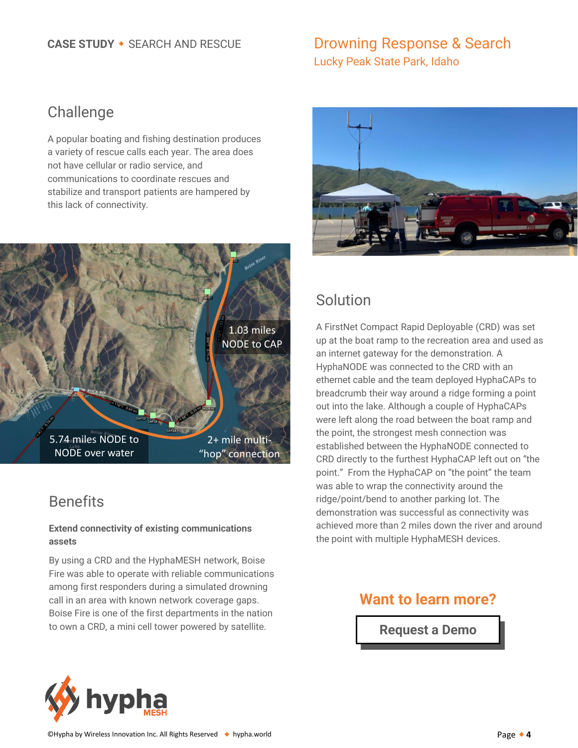**CASE STUDY** ◆ SEARCH AND RESCUE

# Drowning Response & Search

Lucky Peak State Park, Idaho

## Challenge

A popular boating and fishing destination produces a variety of rescue calls each year. The area does not have cellular or radio service, and communications to coordinate rescues and stabilize and transport patients are hampered by this lack of connectivity.

1.03 miles NODE to CAP

5.74 miles NODE to NODE over water

2+ mile multi-"hop" connection

## Solution

A FirstNet Compact Rapid Deployable (CRD) was set up at the boat ramp to the recreation area and used as an internet gateway for the demonstration. A HyphaNODE was connected to the CRD with an ethernet cable and the team deployed HyphaCAPs to breadcrumb their way around a ridge forming a point out into the lake. Although a couple of HyphaCAPs were left along the road between the boat ramp and the point, the strongest mesh connection was established between the HyphaNODE connected to CRD directly to the furthest HyphaCAP left out on "the point." From the HyphaCAP on "the point" the team was able to wrap the connectivity around the ridge/point/bend to another parking lot. The demonstration was successful as connectivity was achieved more than 2 miles down the river and around the point with multiple HyphaMESH devices.

## Benefits

**Extend connectivity of existing communications assets**

By using a CRD and the HyphaMESH network, Boise Fire was able to operate with reliable communications among first responders during a simulated drowning call in an area with known network coverage gaps. Boise Fire is one of the first departments in the nation to own a CRD, a mini cell tower powered by satellite.

**Want to learn more?**

**Request a Demo**

hypha MESH

©Hypha by Wireless Innovation Inc. All Rights Reserved ◆ hypha.world